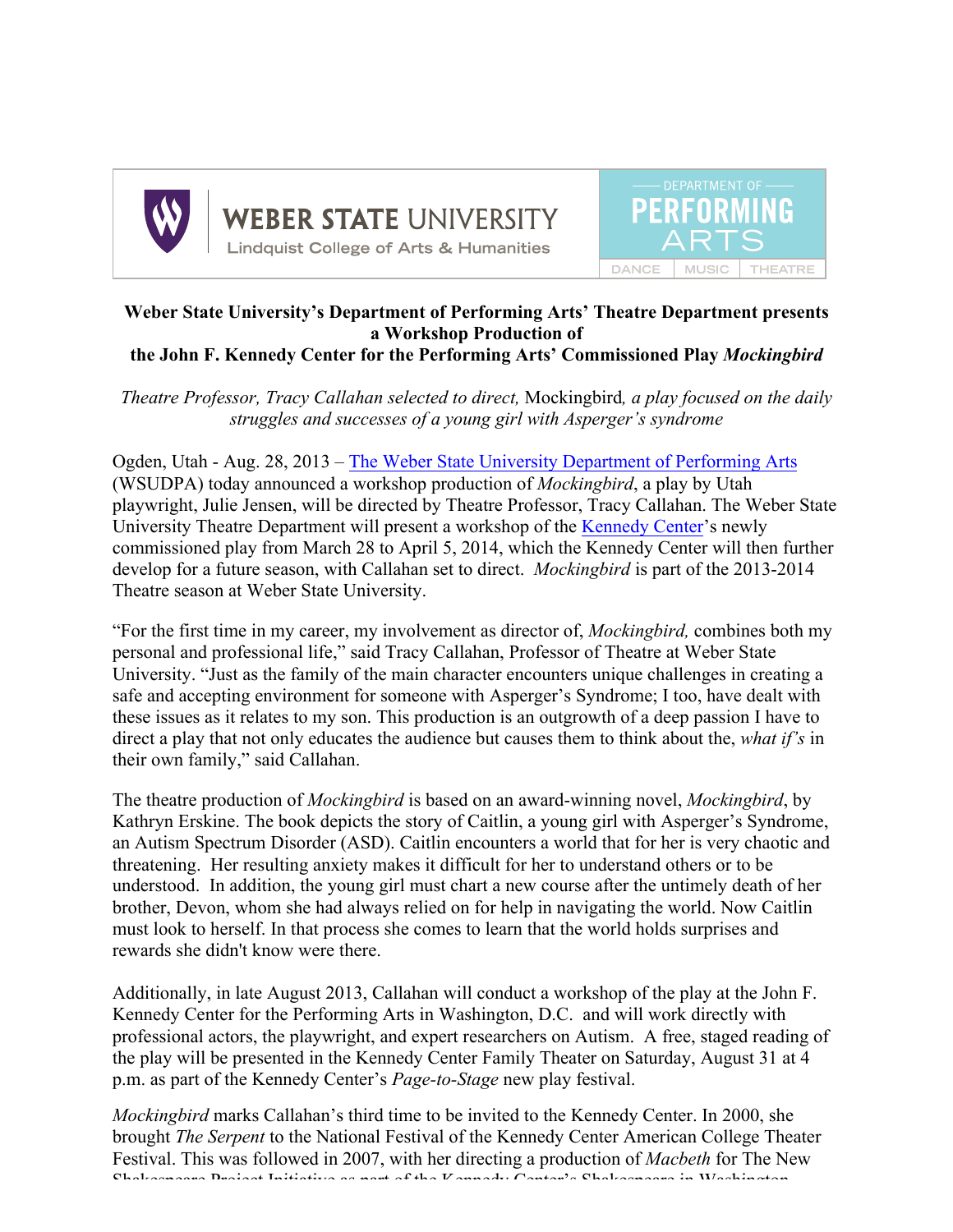WEBER STATE UNIVERSITY
Lindquist College of Arts & Humanities

DEPARTMENT OF PERFORMING ARTS
DANCE | MUSIC | THEATRE

**Weber State University's Department of Performing Arts' Theatre Department presents a Workshop Production of the John F. Kennedy Center for the Performing Arts' Commissioned Play *Mockingbird***

*Theatre Professor, Tracy Callahan selected to direct,* Mockingbird*, a play focused on the daily struggles and successes of a young girl with Asperger's syndrome*

Ogden, Utah - Aug. 28, 2013 – The Weber State University Department of Performing Arts (WSUDPA) today announced a workshop production of *Mockingbird*, a play by Utah playwright, Julie Jensen, will be directed by Theatre Professor, Tracy Callahan. The Weber State University Theatre Department will present a workshop of the Kennedy Center's newly commissioned play from March 28 to April 5, 2014, which the Kennedy Center will then further develop for a future season, with Callahan set to direct. *Mockingbird* is part of the 2013-2014 Theatre season at Weber State University.

"For the first time in my career, my involvement as director of, *Mockingbird,* combines both my personal and professional life," said Tracy Callahan, Professor of Theatre at Weber State University. "Just as the family of the main character encounters unique challenges in creating a safe and accepting environment for someone with Asperger's Syndrome; I too, have dealt with these issues as it relates to my son. This production is an outgrowth of a deep passion I have to direct a play that not only educates the audience but causes them to think about the, *what if's* in their own family," said Callahan.

The theatre production of *Mockingbird* is based on an award-winning novel, *Mockingbird*, by Kathryn Erskine. The book depicts the story of Caitlin, a young girl with Asperger's Syndrome, an Autism Spectrum Disorder (ASD). Caitlin encounters a world that for her is very chaotic and threatening. Her resulting anxiety makes it difficult for her to understand others or to be understood. In addition, the young girl must chart a new course after the untimely death of her brother, Devon, whom she had always relied on for help in navigating the world. Now Caitlin must look to herself. In that process she comes to learn that the world holds surprises and rewards she didn't know were there.

Additionally, in late August 2013, Callahan will conduct a workshop of the play at the John F. Kennedy Center for the Performing Arts in Washington, D.C. and will work directly with professional actors, the playwright, and expert researchers on Autism. A free, staged reading of the play will be presented in the Kennedy Center Family Theater on Saturday, August 31 at 4 p.m. as part of the Kennedy Center's *Page-to-Stage* new play festival.

*Mockingbird* marks Callahan's third time to be invited to the Kennedy Center. In 2000, she brought *The Serpent* to the National Festival of the Kennedy Center American College Theater Festival. This was followed in 2007, with her directing a production of *Macbeth* for The New Shakespeare Project Initiative as part of the Kennedy Center's Shakespeare in Washington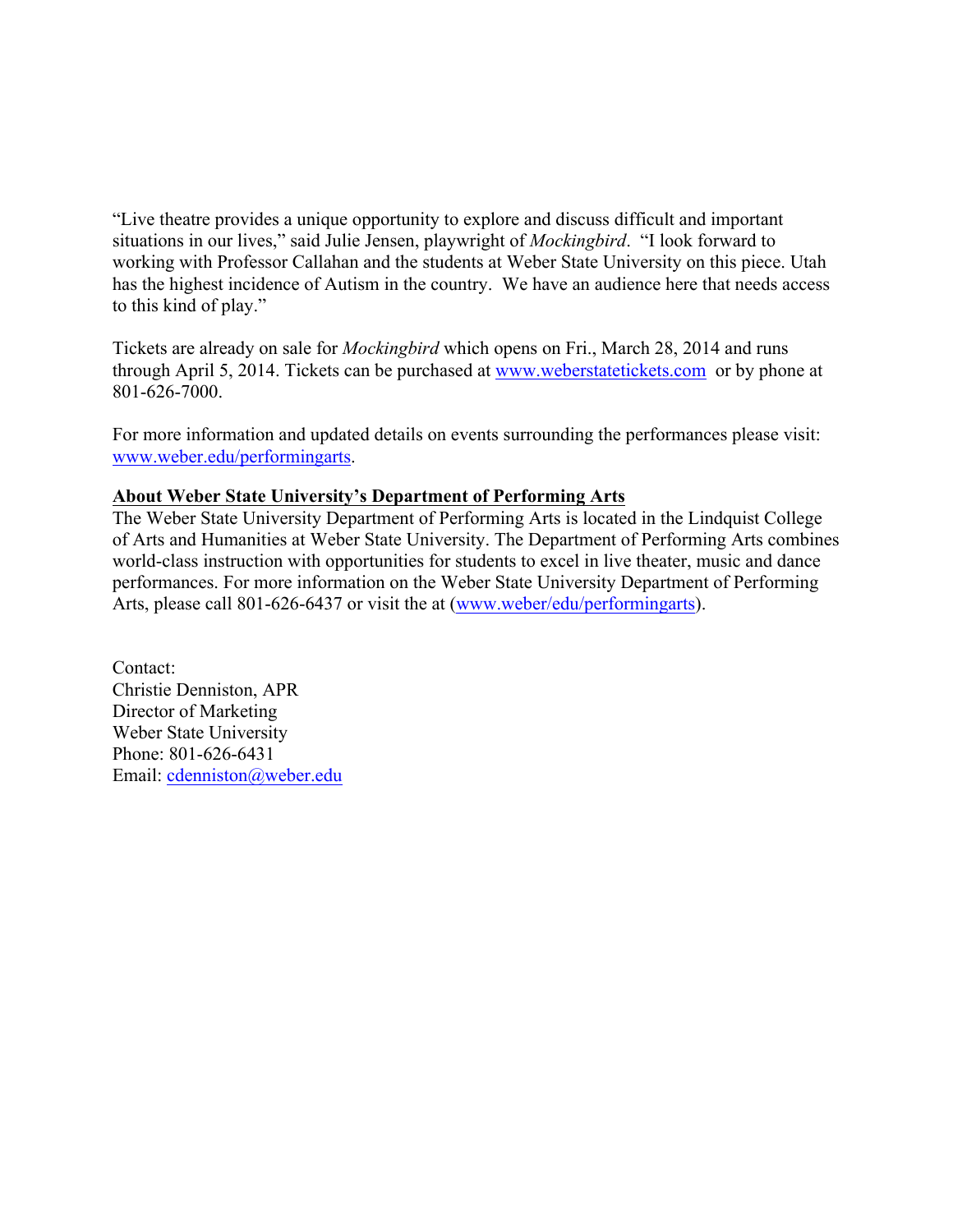"Live theatre provides a unique opportunity to explore and discuss difficult and important situations in our lives," said Julie Jensen, playwright of *Mockingbird*. "I look forward to working with Professor Callahan and the students at Weber State University on this piece. Utah has the highest incidence of Autism in the country. We have an audience here that needs access to this kind of play."

Tickets are already on sale for *Mockingbird* which opens on Fri., March 28, 2014 and runs through April 5, 2014. Tickets can be purchased at www.weberstatetickets.com or by phone at 801-626-7000.

For more information and updated details on events surrounding the performances please visit: www.weber.edu/performingarts.

**About Weber State University's Department of Performing Arts**

The Weber State University Department of Performing Arts is located in the Lindquist College of Arts and Humanities at Weber State University. The Department of Performing Arts combines world-class instruction with opportunities for students to excel in live theater, music and dance performances. For more information on the Weber State University Department of Performing Arts, please call 801-626-6437 or visit the at (www.weber/edu/performingarts).

Contact:
Christie Denniston, APR
Director of Marketing
Weber State University
Phone: 801-626-6431
Email: cdenniston@weber.edu